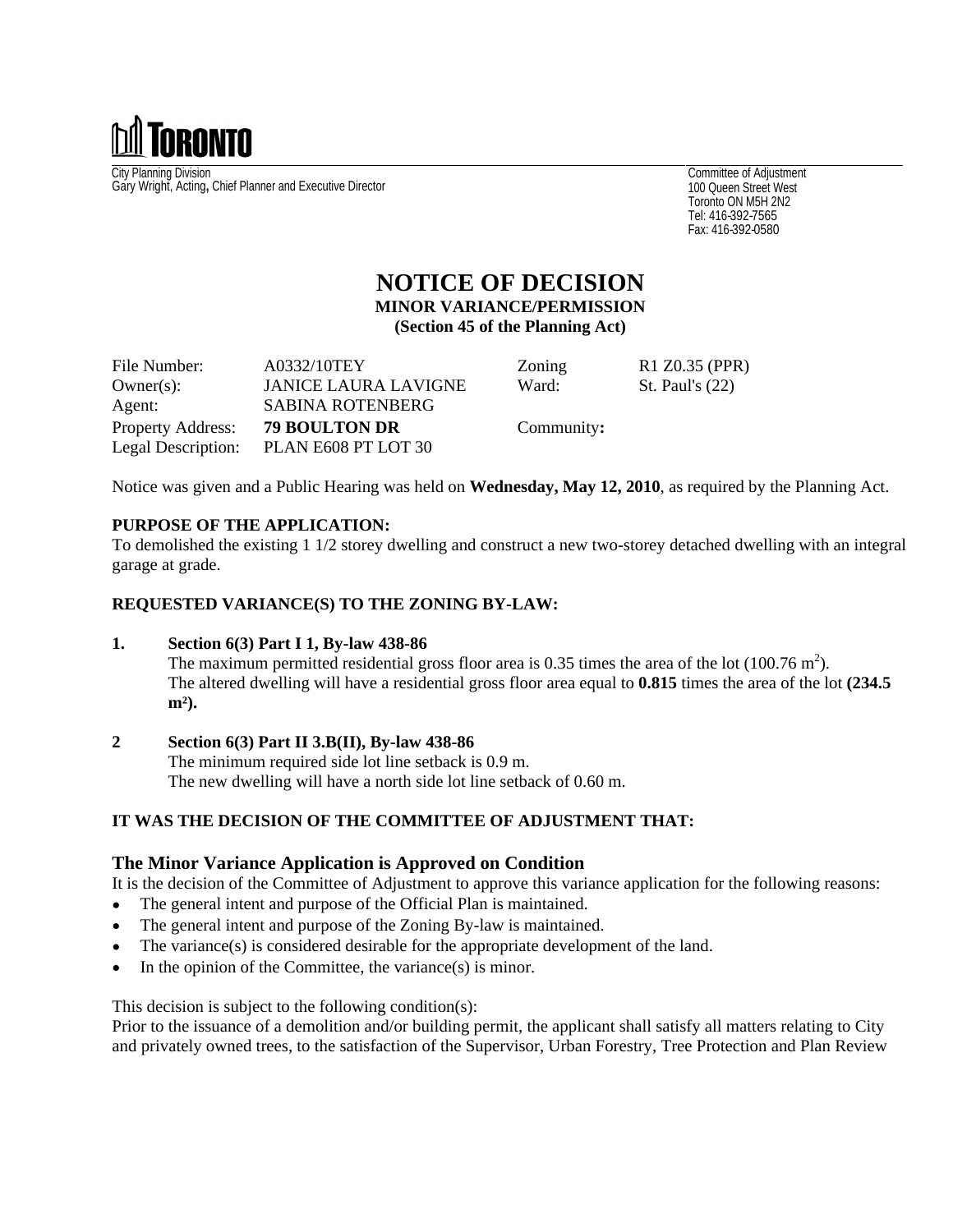# TORONTO

City Planning Division
Gary Wright, Acting, Chief Planner and Executive Director

Committee of Adjustment
100 Queen Street West
Toronto ON M5H 2N2
Tel: 416-392-7565
Fax: 416-392-0580

# NOTICE OF DECISION

**MINOR VARIANCE/PERMISSION**
**(Section 45 of the Planning Act)**

| | | | |
|---|---|---|---|
| File Number: | A0332/10TEY | Zoning | R1 Z0.35 (PPR) |
| Owner(s): | JANICE LAURA LAVIGNE | Ward: | St. Paul's (22) |
| Agent: | SABINA ROTENBERG | | |
| Property Address: | **79 BOULTON DR** | Community: | |
| Legal Description: | PLAN E608 PT LOT 30 | | |

Notice was given and a Public Hearing was held on **Wednesday, May 12, 2010**, as required by the Planning Act.

**PURPOSE OF THE APPLICATION:**
To demolished the existing 1 1/2 storey dwelling and construct a new two-storey detached dwelling with an integral garage at grade.

**REQUESTED VARIANCE(S) TO THE ZONING BY-LAW:**

1. **Section 6(3) Part I 1, By-law 438-86**
   The maximum permitted residential gross floor area is 0.35 times the area of the lot (100.76 $m^2$).
   The altered dwelling will have a residential gross floor area equal to **0.815** times the area of the lot **(234.5 $m^2$).**

2. **Section 6(3) Part II 3.B(II), By-law 438-86**
   The minimum required side lot line setback is 0.9 m.
   The new dwelling will have a north side lot line setback of 0.60 m.

**IT WAS THE DECISION OF THE COMMITTEE OF ADJUSTMENT THAT:**

## The Minor Variance Application is Approved on Condition

It is the decision of the Committee of Adjustment to approve this variance application for the following reasons:

- The general intent and purpose of the Official Plan is maintained.
- The general intent and purpose of the Zoning By-law is maintained.
- The variance(s) is considered desirable for the appropriate development of the land.
- In the opinion of the Committee, the variance(s) is minor.

This decision is subject to the following condition(s):
Prior to the issuance of a demolition and/or building permit, the applicant shall satisfy all matters relating to City and privately owned trees, to the satisfaction of the Supervisor, Urban Forestry, Tree Protection and Plan Review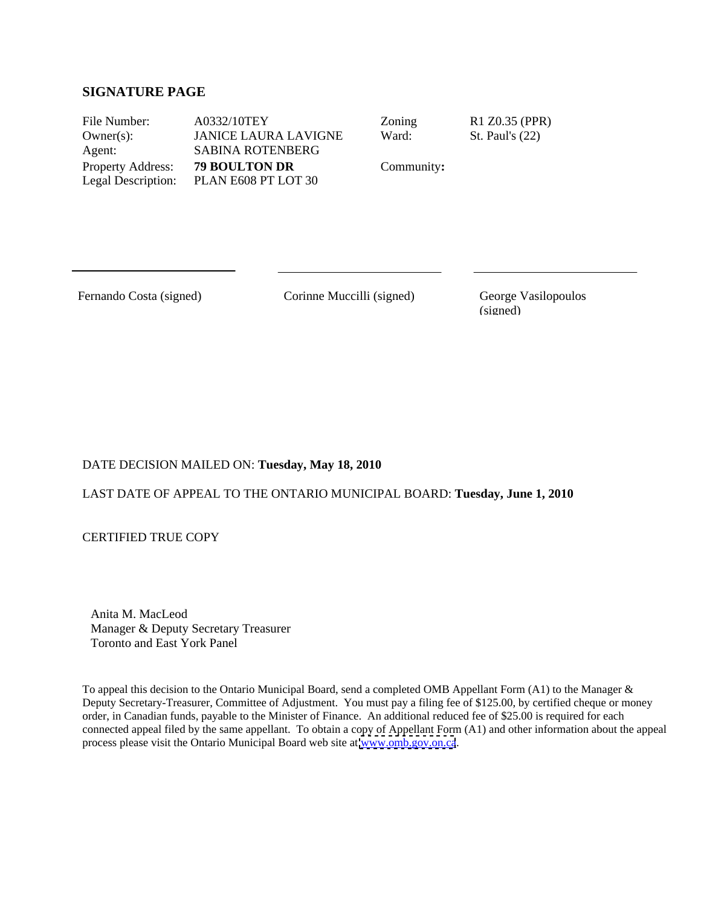## SIGNATURE PAGE

| | | | |
|---|---|---|---|
| File Number: | A0332/10TEY | Zoning | R1 Z0.35 (PPR) |
| Owner(s): | JANICE LAURA LAVIGNE | Ward: | St. Paul's (22) |
| Agent: | SABINA ROTENBERG | | |
| Property Address: | **79 BOULTON DR** | Community: | |
| Legal Description: | PLAN E608 PT LOT 30 | | |

| | | |
|---|---|---|
| Fernando Costa (signed) | Corinne Muccilli (signed) | George Vasilopoulos (signed) |

DATE DECISION MAILED ON: **Tuesday, May 18, 2010**

LAST DATE OF APPEAL TO THE ONTARIO MUNICIPAL BOARD: **Tuesday, June 1, 2010**

CERTIFIED TRUE COPY

Anita M. MacLeod
Manager & Deputy Secretary Treasurer
Toronto and East York Panel

To appeal this decision to the Ontario Municipal Board, send a completed OMB Appellant Form (A1) to the Manager & Deputy Secretary-Treasurer, Committee of Adjustment. You must pay a filing fee of $125.00, by certified cheque or money order, in Canadian funds, payable to the Minister of Finance. An additional reduced fee of $25.00 is required for each connected appeal filed by the same appellant. To obtain a copy of Appellant Form (A1) and other information about the appeal process please visit the Ontario Municipal Board web site at www.omb.gov.on.ca.